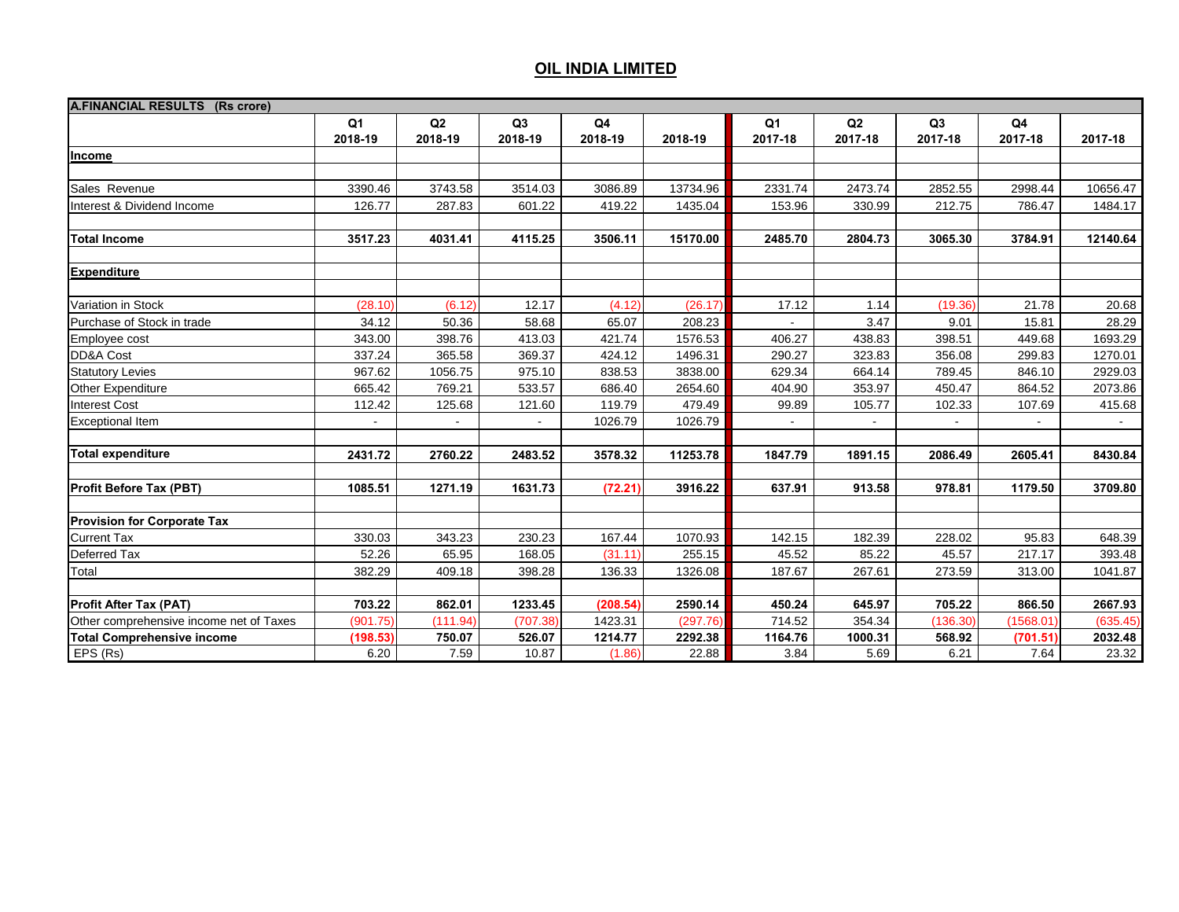# OIL INDIA LIMITED

| A.FINANCIAL RESULTS (Rs crore) | | | | | | | | | | |
|---|---|---|---|---|---|---|---|---|---|---|
| | Q1 2018-19 | Q2 2018-19 | Q3 2018-19 | Q4 2018-19 | 2018-19 | Q1 2017-18 | Q2 2017-18 | Q3 2017-18 | Q4 2017-18 | 2017-18 |
| **Income** | | | | | | | | | | |
| Sales Revenue | 3390.46 | 3743.58 | 3514.03 | 3086.89 | 13734.96 | 2331.74 | 2473.74 | 2852.55 | 2998.44 | 10656.47 |
| Interest & Dividend Income | 126.77 | 287.83 | 601.22 | 419.22 | 1435.04 | 153.96 | 330.99 | 212.75 | 786.47 | 1484.17 |
| **Total Income** | **3517.23** | **4031.41** | **4115.25** | **3506.11** | **15170.00** | **2485.70** | **2804.73** | **3065.30** | **3784.91** | **12140.64** |
| **Expenditure** | | | | | | | | | | |
| Variation in Stock | (28.10) | (6.12) | 12.17 | (4.12) | (26.17) | 17.12 | 1.14 | (19.36) | 21.78 | 20.68 |
| Purchase of Stock in trade | 34.12 | 50.36 | 58.68 | 65.07 | 208.23 | - | 3.47 | 9.01 | 15.81 | 28.29 |
| Employee cost | 343.00 | 398.76 | 413.03 | 421.74 | 1576.53 | 406.27 | 438.83 | 398.51 | 449.68 | 1693.29 |
| DD&A Cost | 337.24 | 365.58 | 369.37 | 424.12 | 1496.31 | 290.27 | 323.83 | 356.08 | 299.83 | 1270.01 |
| Statutory Levies | 967.62 | 1056.75 | 975.10 | 838.53 | 3838.00 | 629.34 | 664.14 | 789.45 | 846.10 | 2929.03 |
| Other Expenditure | 665.42 | 769.21 | 533.57 | 686.40 | 2654.60 | 404.90 | 353.97 | 450.47 | 864.52 | 2073.86 |
| Interest Cost | 112.42 | 125.68 | 121.60 | 119.79 | 479.49 | 99.89 | 105.77 | 102.33 | 107.69 | 415.68 |
| Exceptional Item | - | - | - | 1026.79 | 1026.79 | - | - | - | - | - |
| **Total expenditure** | **2431.72** | **2760.22** | **2483.52** | **3578.32** | **11253.78** | **1847.79** | **1891.15** | **2086.49** | **2605.41** | **8430.84** |
| **Profit Before Tax (PBT)** | **1085.51** | **1271.19** | **1631.73** | **(72.21)** | **3916.22** | **637.91** | **913.58** | **978.81** | **1179.50** | **3709.80** |
| **Provision for Corporate Tax** | | | | | | | | | | |
| Current Tax | 330.03 | 343.23 | 230.23 | 167.44 | 1070.93 | 142.15 | 182.39 | 228.02 | 95.83 | 648.39 |
| Deferred Tax | 52.26 | 65.95 | 168.05 | (31.11) | 255.15 | 45.52 | 85.22 | 45.57 | 217.17 | 393.48 |
| Total | 382.29 | 409.18 | 398.28 | 136.33 | 1326.08 | 187.67 | 267.61 | 273.59 | 313.00 | 1041.87 |
| **Profit After Tax (PAT)** | **703.22** | **862.01** | **1233.45** | **(208.54)** | **2590.14** | **450.24** | **645.97** | **705.22** | **866.50** | **2667.93** |
| Other comprehensive income net of Taxes | (901.75) | (111.94) | (707.38) | 1423.31 | (297.76) | 714.52 | 354.34 | (136.30) | (1568.01) | (635.45) |
| **Total Comprehensive income** | **(198.53)** | **750.07** | **526.07** | **1214.77** | **2292.38** | **1164.76** | **1000.31** | **568.92** | **(701.51)** | **2032.48** |
| EPS (Rs) | 6.20 | 7.59 | 10.87 | (1.86) | 22.88 | 3.84 | 5.69 | 6.21 | 7.64 | 23.32 |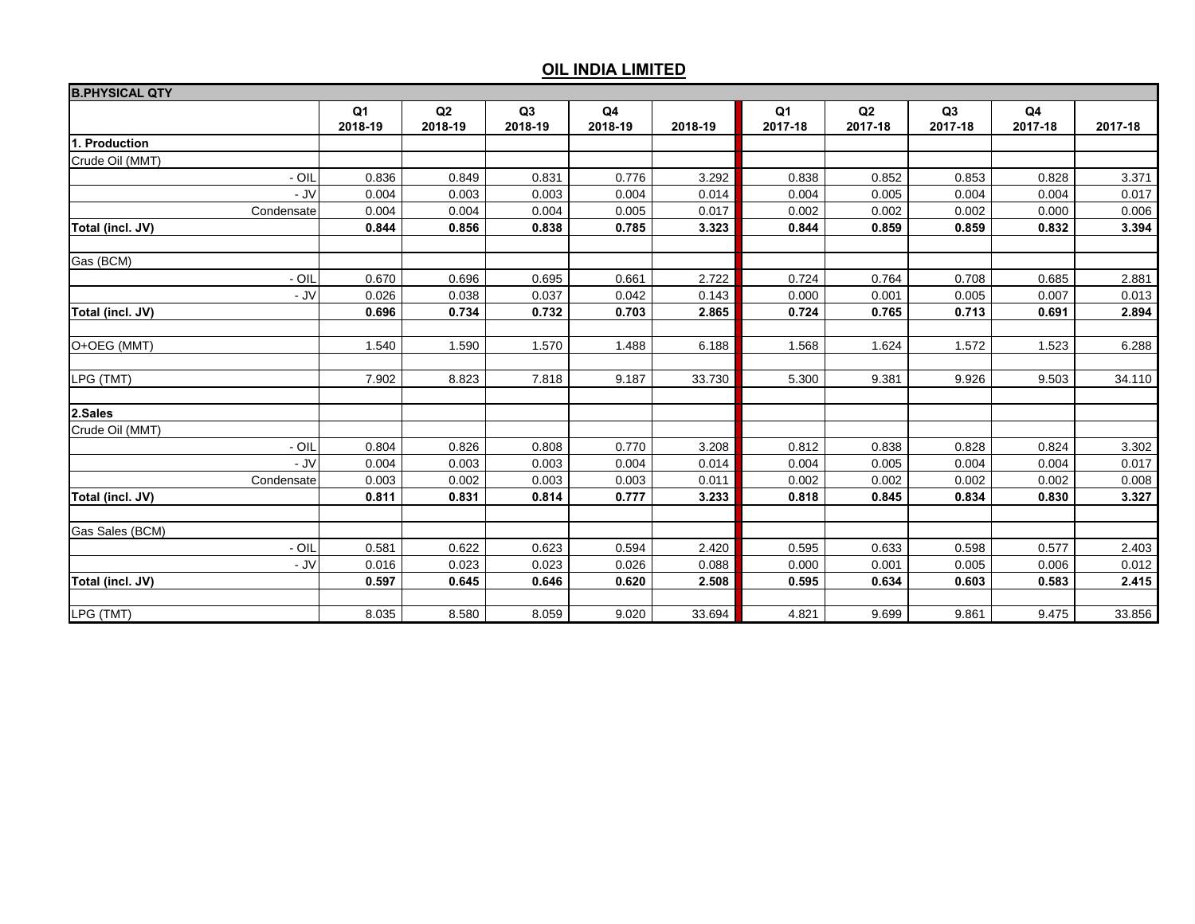## OIL INDIA LIMITED

| B.PHYSICAL QTY | | | | | | | | | | |
|---|---|---|---|---|---|---|---|---|---|---|
| | Q1 2018-19 | Q2 2018-19 | Q3 2018-19 | Q4 2018-19 | 2018-19 | Q1 2017-18 | Q2 2017-18 | Q3 2017-18 | Q4 2017-18 | 2017-18 |
| **1. Production** | | | | | | | | | | |
| Crude Oil (MMT) | | | | | | | | | | |
| - OIL | 0.836 | 0.849 | 0.831 | 0.776 | 3.292 | 0.838 | 0.852 | 0.853 | 0.828 | 3.371 |
| - JV | 0.004 | 0.003 | 0.003 | 0.004 | 0.014 | 0.004 | 0.005 | 0.004 | 0.004 | 0.017 |
| Condensate | 0.004 | 0.004 | 0.004 | 0.005 | 0.017 | 0.002 | 0.002 | 0.002 | 0.000 | 0.006 |
| **Total (incl. JV)** | **0.844** | **0.856** | **0.838** | **0.785** | **3.323** | **0.844** | **0.859** | **0.859** | **0.832** | **3.394** |
| | | | | | | | | | | |
| Gas (BCM) | | | | | | | | | | |
| - OIL | 0.670 | 0.696 | 0.695 | 0.661 | 2.722 | 0.724 | 0.764 | 0.708 | 0.685 | 2.881 |
| - JV | 0.026 | 0.038 | 0.037 | 0.042 | 0.143 | 0.000 | 0.001 | 0.005 | 0.007 | 0.013 |
| **Total (incl. JV)** | **0.696** | **0.734** | **0.732** | **0.703** | **2.865** | **0.724** | **0.765** | **0.713** | **0.691** | **2.894** |
| | | | | | | | | | | |
| O+OEG (MMT) | 1.540 | 1.590 | 1.570 | 1.488 | 6.188 | 1.568 | 1.624 | 1.572 | 1.523 | 6.288 |
| | | | | | | | | | | |
| LPG (TMT) | 7.902 | 8.823 | 7.818 | 9.187 | 33.730 | 5.300 | 9.381 | 9.926 | 9.503 | 34.110 |
| | | | | | | | | | | |
| **2.Sales** | | | | | | | | | | |
| Crude Oil (MMT) | | | | | | | | | | |
| - OIL | 0.804 | 0.826 | 0.808 | 0.770 | 3.208 | 0.812 | 0.838 | 0.828 | 0.824 | 3.302 |
| - JV | 0.004 | 0.003 | 0.003 | 0.004 | 0.014 | 0.004 | 0.005 | 0.004 | 0.004 | 0.017 |
| Condensate | 0.003 | 0.002 | 0.003 | 0.003 | 0.011 | 0.002 | 0.002 | 0.002 | 0.002 | 0.008 |
| **Total (incl. JV)** | **0.811** | **0.831** | **0.814** | **0.777** | **3.233** | **0.818** | **0.845** | **0.834** | **0.830** | **3.327** |
| | | | | | | | | | | |
| Gas Sales (BCM) | | | | | | | | | | |
| - OIL | 0.581 | 0.622 | 0.623 | 0.594 | 2.420 | 0.595 | 0.633 | 0.598 | 0.577 | 2.403 |
| - JV | 0.016 | 0.023 | 0.023 | 0.026 | 0.088 | 0.000 | 0.001 | 0.005 | 0.006 | 0.012 |
| **Total (incl. JV)** | **0.597** | **0.645** | **0.646** | **0.620** | **2.508** | **0.595** | **0.634** | **0.603** | **0.583** | **2.415** |
| | | | | | | | | | | |
| LPG (TMT) | 8.035 | 8.580 | 8.059 | 9.020 | 33.694 | 4.821 | 9.699 | 9.861 | 9.475 | 33.856 |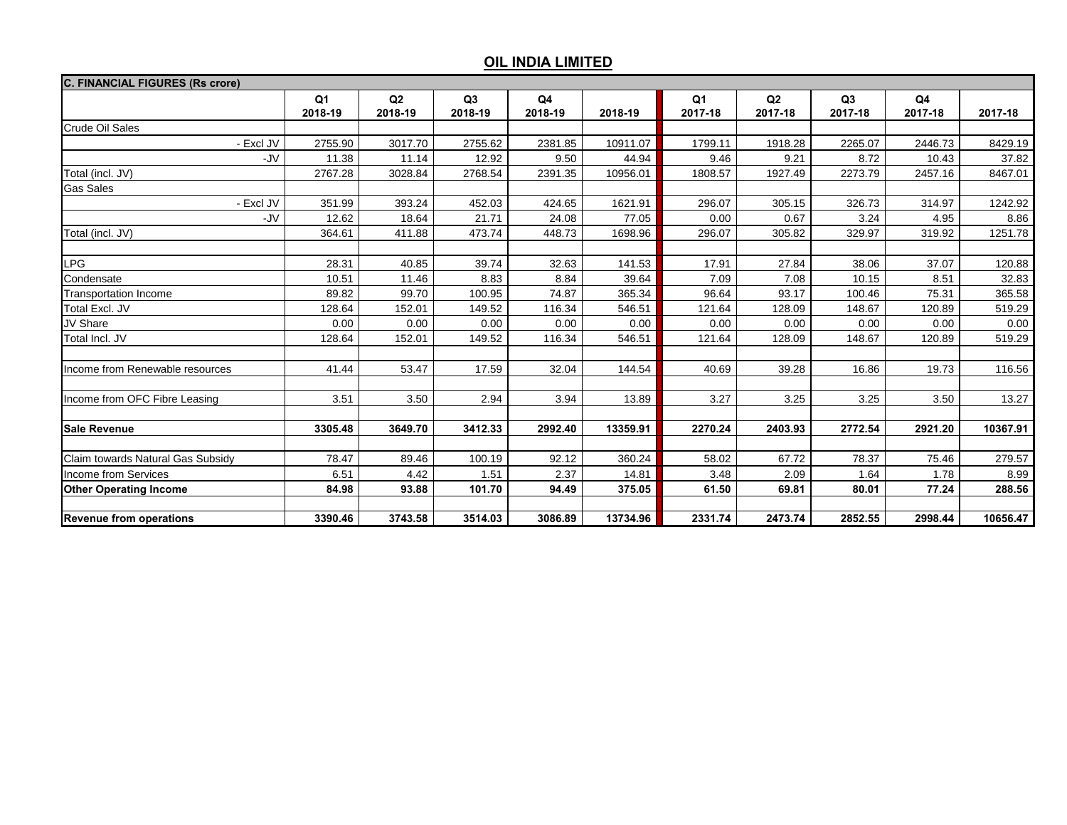## OIL INDIA LIMITED

| C. FINANCIAL FIGURES (Rs crore) | Q1 2018-19 | Q2 2018-19 | Q3 2018-19 | Q4 2018-19 | 2018-19 | Q1 2017-18 | Q2 2017-18 | Q3 2017-18 | Q4 2017-18 | 2017-18 |
|---|---|---|---|---|---|---|---|---|---|---|
| Crude Oil Sales | | | | | | | | | | |
| - Excl JV | 2755.90 | 3017.70 | 2755.62 | 2381.85 | 10911.07 | 1799.11 | 1918.28 | 2265.07 | 2446.73 | 8429.19 |
| -JV | 11.38 | 11.14 | 12.92 | 9.50 | 44.94 | 9.46 | 9.21 | 8.72 | 10.43 | 37.82 |
| Total (incl. JV) | 2767.28 | 3028.84 | 2768.54 | 2391.35 | 10956.01 | 1808.57 | 1927.49 | 2273.79 | 2457.16 | 8467.01 |
| Gas Sales | | | | | | | | | | |
| - Excl JV | 351.99 | 393.24 | 452.03 | 424.65 | 1621.91 | 296.07 | 305.15 | 326.73 | 314.97 | 1242.92 |
| -JV | 12.62 | 18.64 | 21.71 | 24.08 | 77.05 | 0.00 | 0.67 | 3.24 | 4.95 | 8.86 |
| Total (incl. JV) | 364.61 | 411.88 | 473.74 | 448.73 | 1698.96 | 296.07 | 305.82 | 329.97 | 319.92 | 1251.78 |
| | | | | | | | | | | |
| LPG | 28.31 | 40.85 | 39.74 | 32.63 | 141.53 | 17.91 | 27.84 | 38.06 | 37.07 | 120.88 |
| Condensate | 10.51 | 11.46 | 8.83 | 8.84 | 39.64 | 7.09 | 7.08 | 10.15 | 8.51 | 32.83 |
| Transportation Income | 89.82 | 99.70 | 100.95 | 74.87 | 365.34 | 96.64 | 93.17 | 100.46 | 75.31 | 365.58 |
| Total Excl. JV | 128.64 | 152.01 | 149.52 | 116.34 | 546.51 | 121.64 | 128.09 | 148.67 | 120.89 | 519.29 |
| JV Share | 0.00 | 0.00 | 0.00 | 0.00 | 0.00 | 0.00 | 0.00 | 0.00 | 0.00 | 0.00 |
| Total Incl. JV | 128.64 | 152.01 | 149.52 | 116.34 | 546.51 | 121.64 | 128.09 | 148.67 | 120.89 | 519.29 |
| | | | | | | | | | | |
| Income from Renewable resources | 41.44 | 53.47 | 17.59 | 32.04 | 144.54 | 40.69 | 39.28 | 16.86 | 19.73 | 116.56 |
| | | | | | | | | | | |
| Income from OFC Fibre Leasing | 3.51 | 3.50 | 2.94 | 3.94 | 13.89 | 3.27 | 3.25 | 3.25 | 3.50 | 13.27 |
| | | | | | | | | | | |
| **Sale Revenue** | **3305.48** | **3649.70** | **3412.33** | **2992.40** | **13359.91** | **2270.24** | **2403.93** | **2772.54** | **2921.20** | **10367.91** |
| | | | | | | | | | | |
| Claim towards Natural Gas Subsidy | 78.47 | 89.46 | 100.19 | 92.12 | 360.24 | 58.02 | 67.72 | 78.37 | 75.46 | 279.57 |
| Income from Services | 6.51 | 4.42 | 1.51 | 2.37 | 14.81 | 3.48 | 2.09 | 1.64 | 1.78 | 8.99 |
| **Other Operating Income** | **84.98** | **93.88** | **101.70** | **94.49** | **375.05** | **61.50** | **69.81** | **80.01** | **77.24** | **288.56** |
| | | | | | | | | | | |
| **Revenue from operations** | **3390.46** | **3743.58** | **3514.03** | **3086.89** | **13734.96** | **2331.74** | **2473.74** | **2852.55** | **2998.44** | **10656.47** |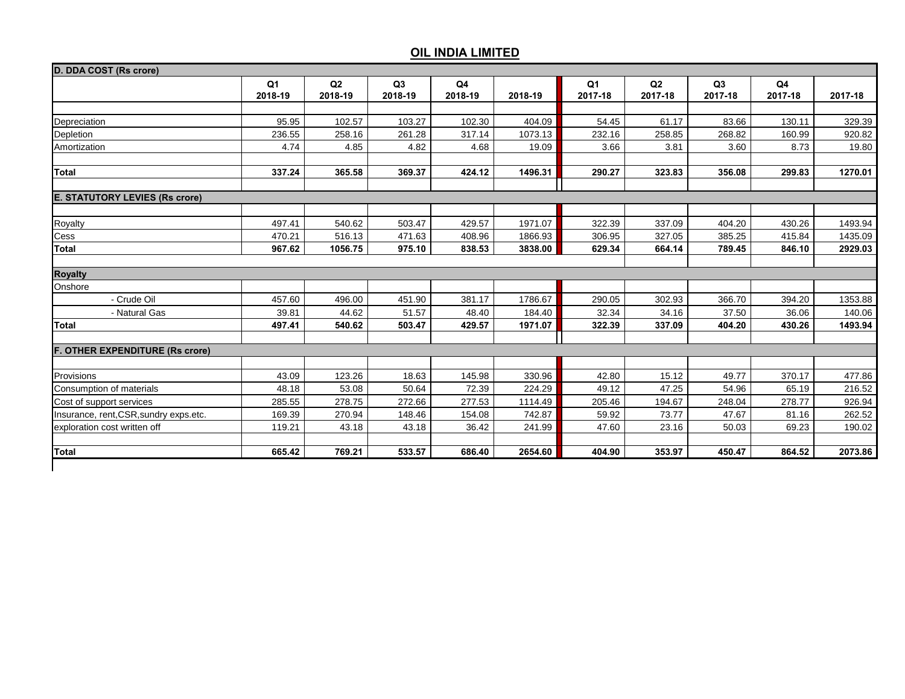## OIL INDIA LIMITED

| D. DDA COST (Rs crore) | Q1 2018-19 | Q2 2018-19 | Q3 2018-19 | Q4 2018-19 | 2018-19 | Q1 2017-18 | Q2 2017-18 | Q3 2017-18 | Q4 2017-18 | 2017-18 |
|---|---|---|---|---|---|---|---|---|---|---|
| Depreciation | 95.95 | 102.57 | 103.27 | 102.30 | 404.09 | 54.45 | 61.17 | 83.66 | 130.11 | 329.39 |
| Depletion | 236.55 | 258.16 | 261.28 | 317.14 | 1073.13 | 232.16 | 258.85 | 268.82 | 160.99 | 920.82 |
| Amortization | 4.74 | 4.85 | 4.82 | 4.68 | 19.09 | 3.66 | 3.81 | 3.60 | 8.73 | 19.80 |
| **Total** | **337.24** | **365.58** | **369.37** | **424.12** | **1496.31** | **290.27** | **323.83** | **356.08** | **299.83** | **1270.01** |
| **E. STATUTORY LEVIES (Rs crore)** | | | | | | | | | | |
| Royalty | 497.41 | 540.62 | 503.47 | 429.57 | 1971.07 | 322.39 | 337.09 | 404.20 | 430.26 | 1493.94 |
| Cess | 470.21 | 516.13 | 471.63 | 408.96 | 1866.93 | 306.95 | 327.05 | 385.25 | 415.84 | 1435.09 |
| **Total** | **967.62** | **1056.75** | **975.10** | **838.53** | **3838.00** | **629.34** | **664.14** | **789.45** | **846.10** | **2929.03** |
| **Royalty** | | | | | | | | | | |
| Onshore | | | | | | | | | | |
| - Crude Oil | 457.60 | 496.00 | 451.90 | 381.17 | 1786.67 | 290.05 | 302.93 | 366.70 | 394.20 | 1353.88 |
| - Natural Gas | 39.81 | 44.62 | 51.57 | 48.40 | 184.40 | 32.34 | 34.16 | 37.50 | 36.06 | 140.06 |
| **Total** | **497.41** | **540.62** | **503.47** | **429.57** | **1971.07** | **322.39** | **337.09** | **404.20** | **430.26** | **1493.94** |
| **F. OTHER EXPENDITURE (Rs crore)** | | | | | | | | | | |
| Provisions | 43.09 | 123.26 | 18.63 | 145.98 | 330.96 | 42.80 | 15.12 | 49.77 | 370.17 | 477.86 |
| Consumption of materials | 48.18 | 53.08 | 50.64 | 72.39 | 224.29 | 49.12 | 47.25 | 54.96 | 65.19 | 216.52 |
| Cost of support services | 285.55 | 278.75 | 272.66 | 277.53 | 1114.49 | 205.46 | 194.67 | 248.04 | 278.77 | 926.94 |
| Insurance, rent,CSR,sundry exps.etc. | 169.39 | 270.94 | 148.46 | 154.08 | 742.87 | 59.92 | 73.77 | 47.67 | 81.16 | 262.52 |
| exploration cost written off | 119.21 | 43.18 | 43.18 | 36.42 | 241.99 | 47.60 | 23.16 | 50.03 | 69.23 | 190.02 |
| **Total** | **665.42** | **769.21** | **533.57** | **686.40** | **2654.60** | **404.90** | **353.97** | **450.47** | **864.52** | **2073.86** |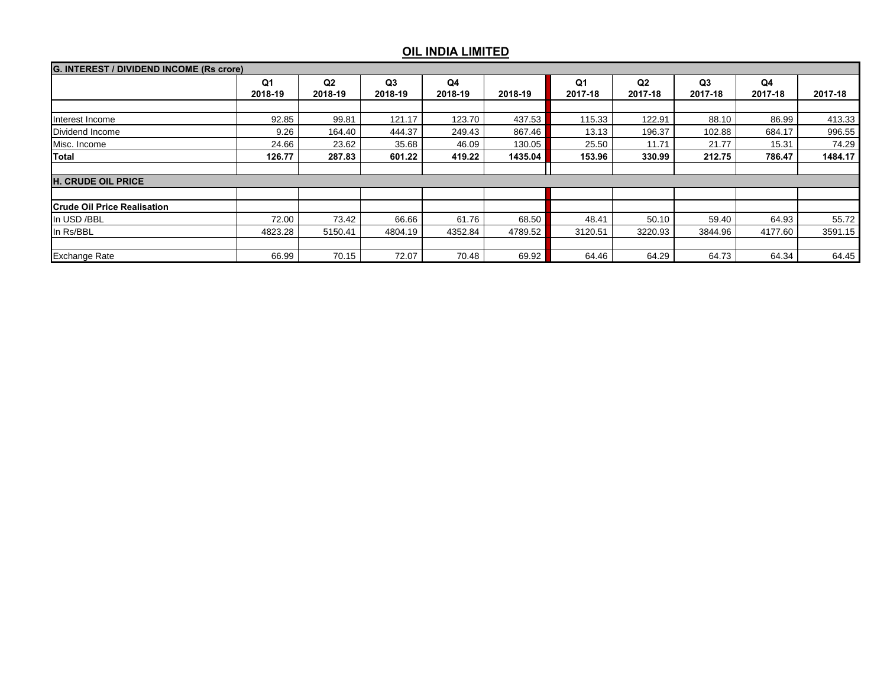## OIL INDIA LIMITED

| G. INTEREST / DIVIDEND INCOME (Rs crore) | Q1 2018-19 | Q2 2018-19 | Q3 2018-19 | Q4 2018-19 | 2018-19 | Q1 2017-18 | Q2 2017-18 | Q3 2017-18 | Q4 2017-18 | 2017-18 |
|---|---|---|---|---|---|---|---|---|---|---|
| Interest Income | 92.85 | 99.81 | 121.17 | 123.70 | 437.53 | 115.33 | 122.91 | 88.10 | 86.99 | 413.33 |
| Dividend Income | 9.26 | 164.40 | 444.37 | 249.43 | 867.46 | 13.13 | 196.37 | 102.88 | 684.17 | 996.55 |
| Misc. Income | 24.66 | 23.62 | 35.68 | 46.09 | 130.05 | 25.50 | 11.71 | 21.77 | 15.31 | 74.29 |
| **Total** | **126.77** | **287.83** | **601.22** | **419.22** | **1435.04** | **153.96** | **330.99** | **212.75** | **786.47** | **1484.17** |
| **H. CRUDE OIL PRICE** | | | | | | | | | | |
| **Crude Oil Price Realisation** | | | | | | | | | | |
| In USD /BBL | 72.00 | 73.42 | 66.66 | 61.76 | 68.50 | 48.41 | 50.10 | 59.40 | 64.93 | 55.72 |
| In Rs/BBL | 4823.28 | 5150.41 | 4804.19 | 4352.84 | 4789.52 | 3120.51 | 3220.93 | 3844.96 | 4177.60 | 3591.15 |
| Exchange Rate | 66.99 | 70.15 | 72.07 | 70.48 | 69.92 | 64.46 | 64.29 | 64.73 | 64.34 | 64.45 |